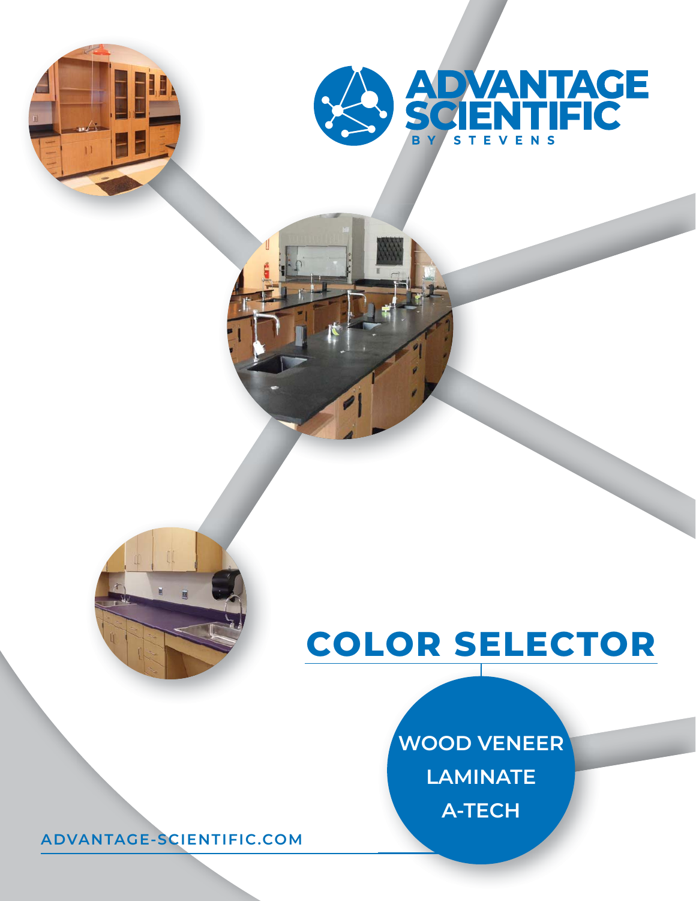# ADVANTAGE SCIENTIFIC

BY STEVENS

## COLOR SELECTOR

WOOD VENEER

LAMINATE

A-TECH

ADVANTAGE-SCIENTIFIC.COM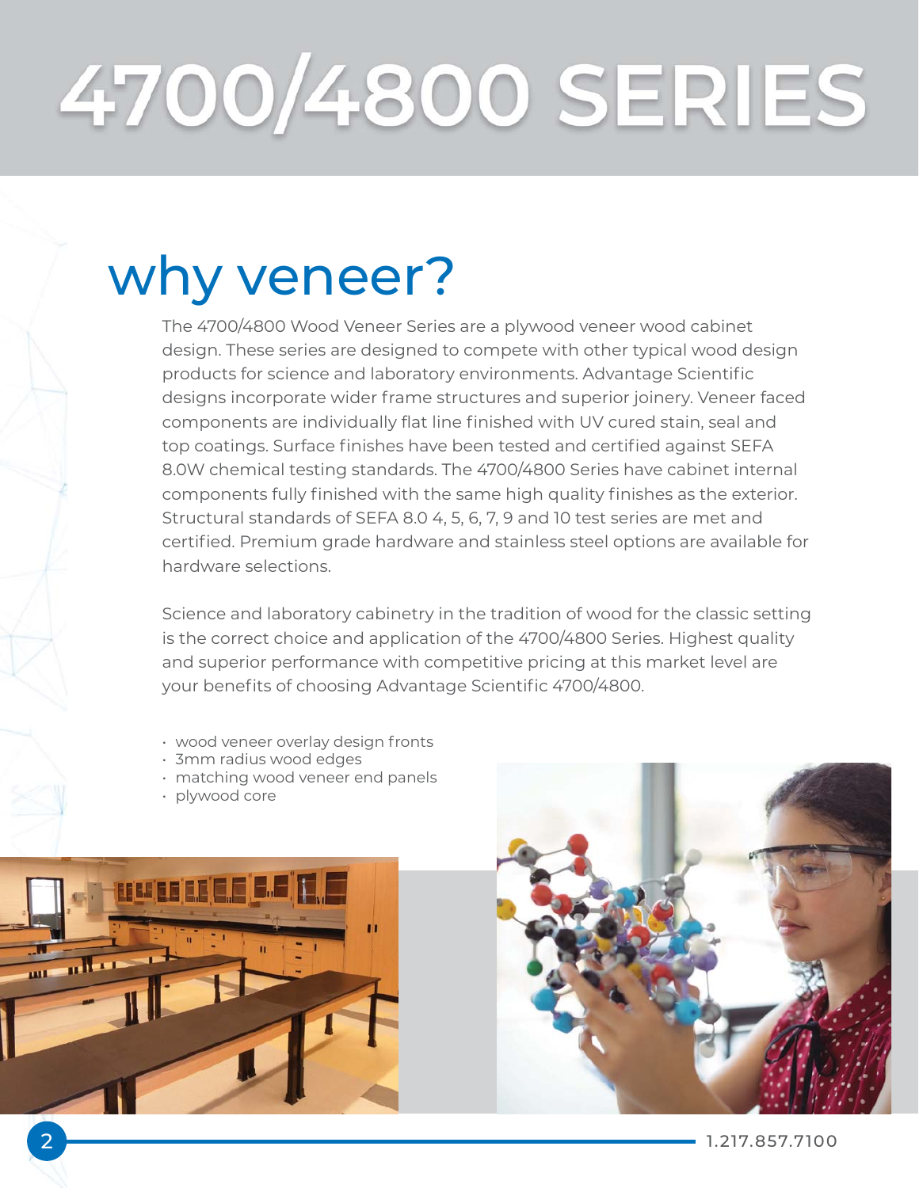# 4700/4800 SERIES

## why veneer?

The 4700/4800 Wood Veneer Series are a plywood veneer wood cabinet design. These series are designed to compete with other typical wood design products for science and laboratory environments. Advantage Scientific designs incorporate wider frame structures and superior joinery. Veneer faced components are individually flat line finished with UV cured stain, seal and top coatings. Surface finishes have been tested and certified against SEFA 8.0W chemical testing standards. The 4700/4800 Series have cabinet internal components fully finished with the same high quality finishes as the exterior. Structural standards of SEFA 8.0 4, 5, 6, 7, 9 and 10 test series are met and certified. Premium grade hardware and stainless steel options are available for hardware selections.

Science and laboratory cabinetry in the tradition of wood for the classic setting is the correct choice and application of the 4700/4800 Series. Highest quality and superior performance with competitive pricing at this market level are your benefits of choosing Advantage Scientific 4700/4800.

- wood veneer overlay design fronts
- 3mm radius wood edges
- matching wood veneer end panels
- plywood core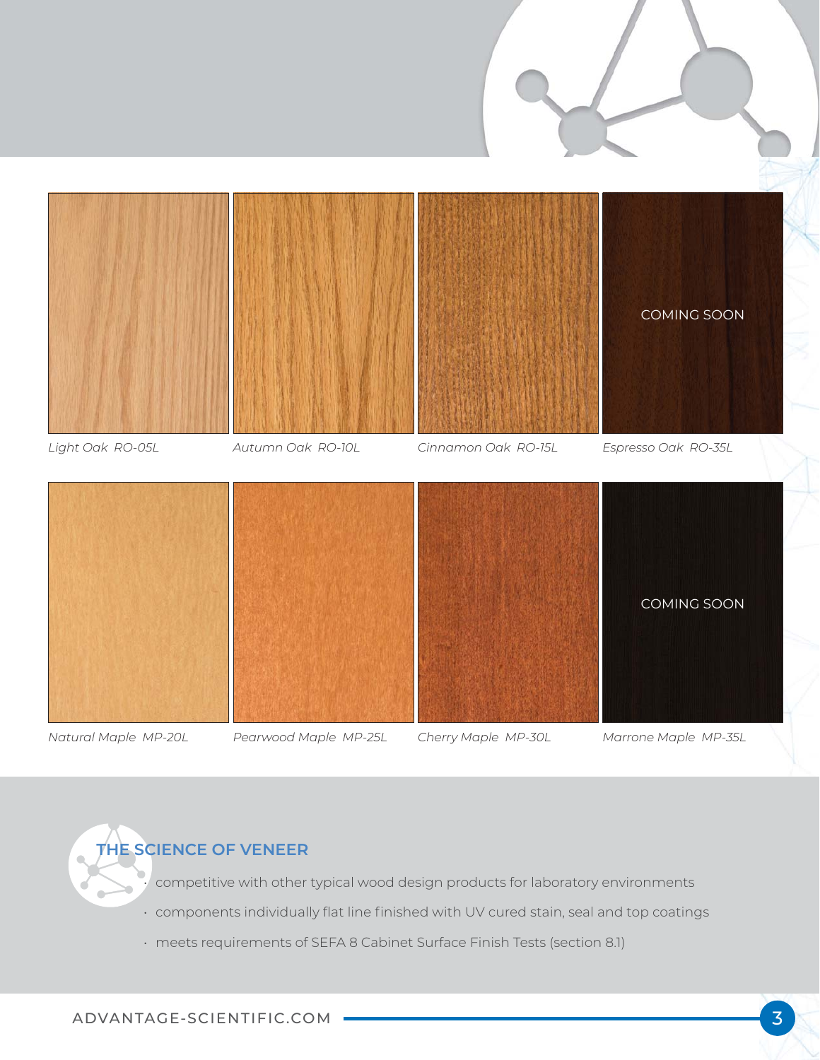COMING SOON

*Light Oak RO-05L*

*Autumn Oak RO-10L*

*Cinnamon Oak RO-15L*

*Espresso Oak RO-35L*

COMING SOON

*Natural Maple MP-20L*

*Pearwood Maple MP-25L*

*Cherry Maple MP-30L*

*Marrone Maple MP-35L*

## THE SCIENCE OF VENEER

- competitive with other typical wood design products for laboratory environments
- components individually flat line finished with UV cured stain, seal and top coatings
- meets requirements of SEFA 8 Cabinet Surface Finish Tests (section 8.1)

ADVANTAGE-SCIENTIFIC.COM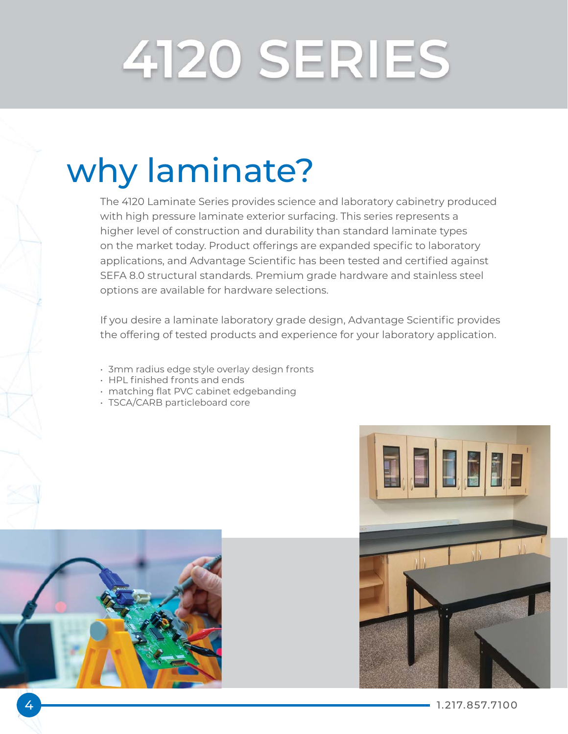# 4120 SERIES

## why laminate?

The 4120 Laminate Series provides science and laboratory cabinetry produced with high pressure laminate exterior surfacing. This series represents a higher level of construction and durability than standard laminate types on the market today. Product offerings are expanded specific to laboratory applications, and Advantage Scientific has been tested and certified against SEFA 8.0 structural standards. Premium grade hardware and stainless steel options are available for hardware selections.

If you desire a laminate laboratory grade design, Advantage Scientific provides the offering of tested products and experience for your laboratory application.

- 3mm radius edge style overlay design fronts
- HPL finished fronts and ends
- matching flat PVC cabinet edgebanding
- TSCA/CARB particleboard core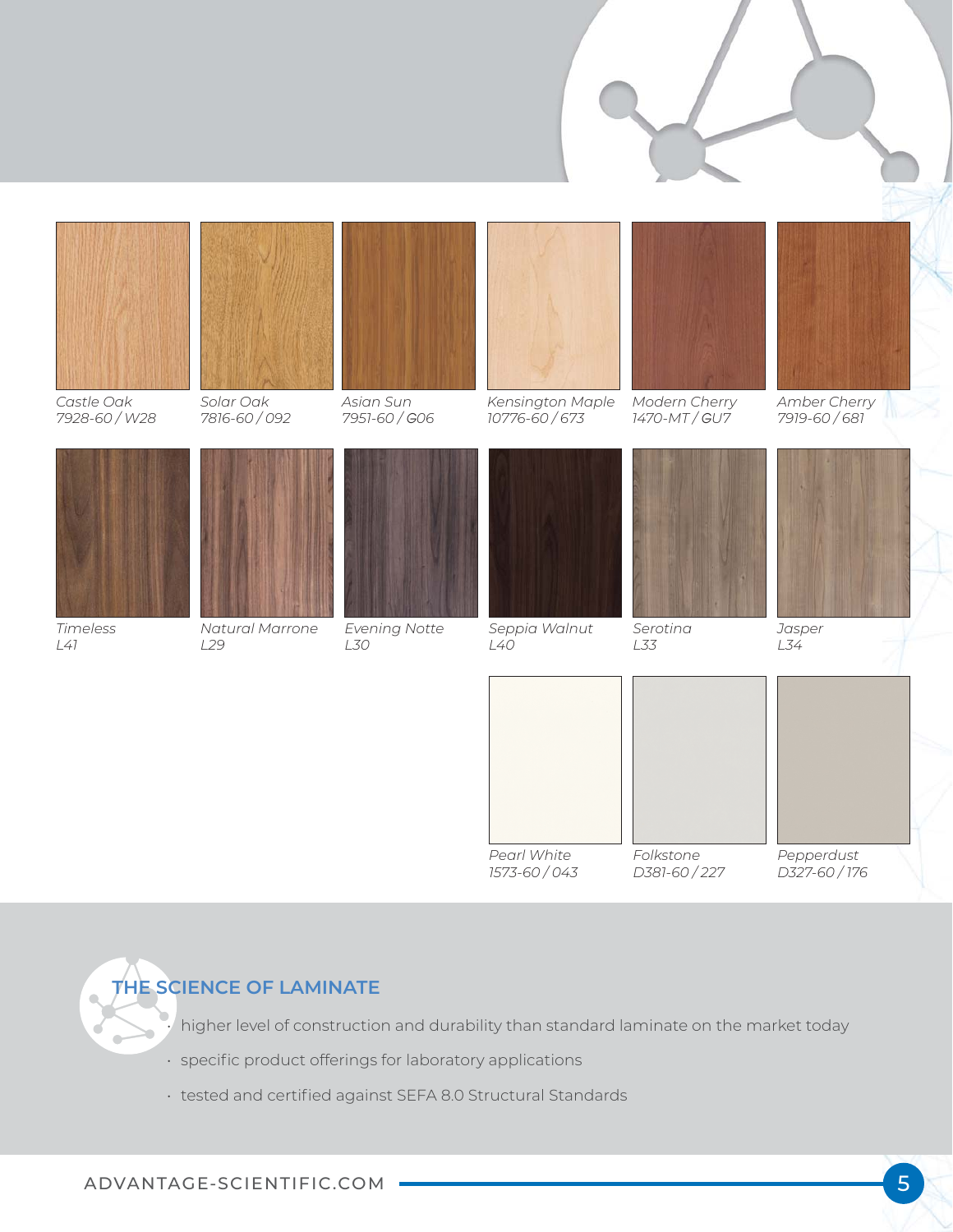*Castle Oak*
*7928-60 / W28*

*Solar Oak*
*7816-60 / 092*

*Asian Sun*
*7951-60 / G06*

*Kensington Maple*
*10776-60 / 673*

*Modern Cherry*
*1470-MT / GU7*

*Amber Cherry*
*7919-60 / 681*

*Timeless*
*L41*

*Natural Marrone*
*L29*

*Evening Notte*
*L30*

*Seppia Walnut*
*L40*

*Serotina*
*L33*

*Jasper*
*L34*

*Pearl White*
*1573-60 / 043*

*Folkstone*
*D381-60 / 227*

*Pepperdust*
*D327-60 / 176*

## THE SCIENCE OF LAMINATE

- higher level of construction and durability than standard laminate on the market today
- specific product offerings for laboratory applications
- tested and certified against SEFA 8.0 Structural Standards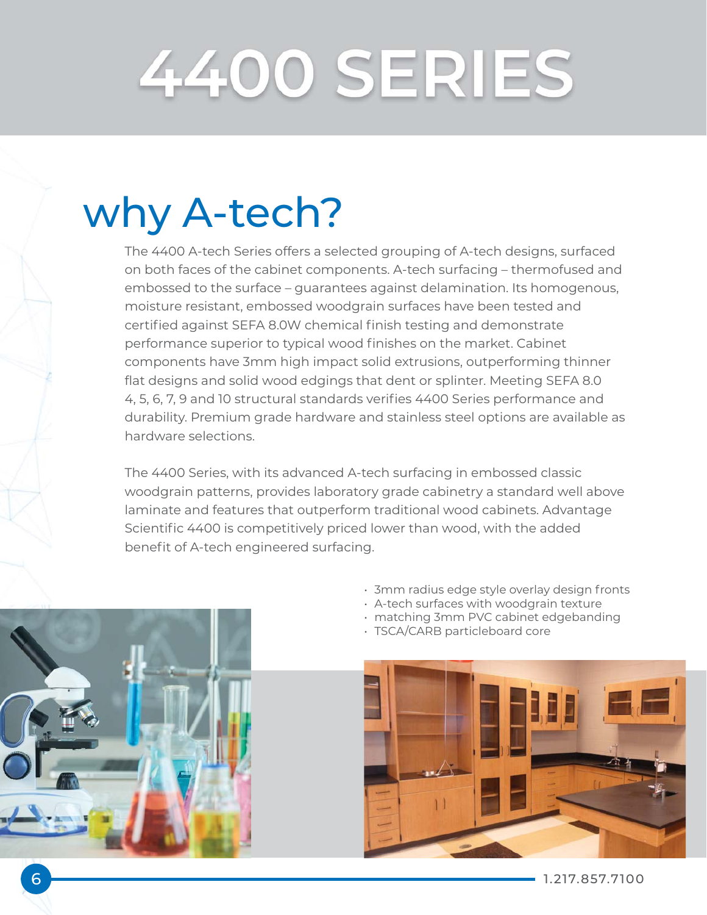# 4400 SERIES

## why A-tech?

The 4400 A-tech Series offers a selected grouping of A-tech designs, surfaced on both faces of the cabinet components. A-tech surfacing – thermofused and embossed to the surface – guarantees against delamination. Its homogenous, moisture resistant, embossed woodgrain surfaces have been tested and certified against SEFA 8.0W chemical finish testing and demonstrate performance superior to typical wood finishes on the market. Cabinet components have 3mm high impact solid extrusions, outperforming thinner flat designs and solid wood edgings that dent or splinter. Meeting SEFA 8.0 4, 5, 6, 7, 9 and 10 structural standards verifies 4400 Series performance and durability. Premium grade hardware and stainless steel options are available as hardware selections.

The 4400 Series, with its advanced A-tech surfacing in embossed classic woodgrain patterns, provides laboratory grade cabinetry a standard well above laminate and features that outperform traditional wood cabinets. Advantage Scientific 4400 is competitively priced lower than wood, with the added benefit of A-tech engineered surfacing.

- 3mm radius edge style overlay design fronts
- A-tech surfaces with woodgrain texture
- matching 3mm PVC cabinet edgebanding
- TSCA/CARB particleboard core

1.217.857.7100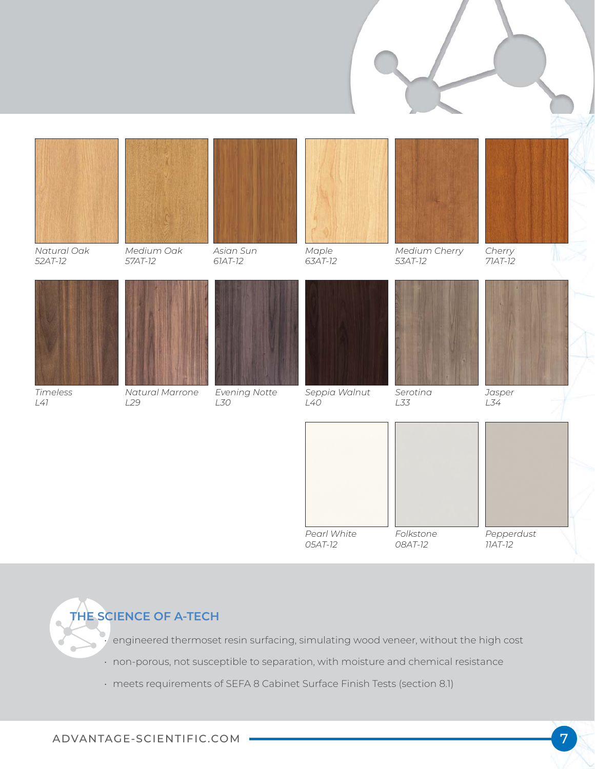*Natural Oak*
*52AT-12*

*Medium Oak*
*57AT-12*

*Asian Sun*
*61AT-12*

*Maple*
*63AT-12*

*Medium Cherry*
*53AT-12*

*Cherry*
*71AT-12*

*Timeless*
*L41*

*Natural Marrone*
*L29*

*Evening Notte*
*L30*

*Seppia Walnut*
*L40*

*Serotina*
*L33*

*Jasper*
*L34*

*Pearl White*
*05AT-12*

*Folkstone*
*08AT-12*

*Pepperdust*
*11AT-12*

## THE SCIENCE OF A-TECH

- engineered thermoset resin surfacing, simulating wood veneer, without the high cost
- non-porous, not susceptible to separation, with moisture and chemical resistance
- meets requirements of SEFA 8 Cabinet Surface Finish Tests (section 8.1)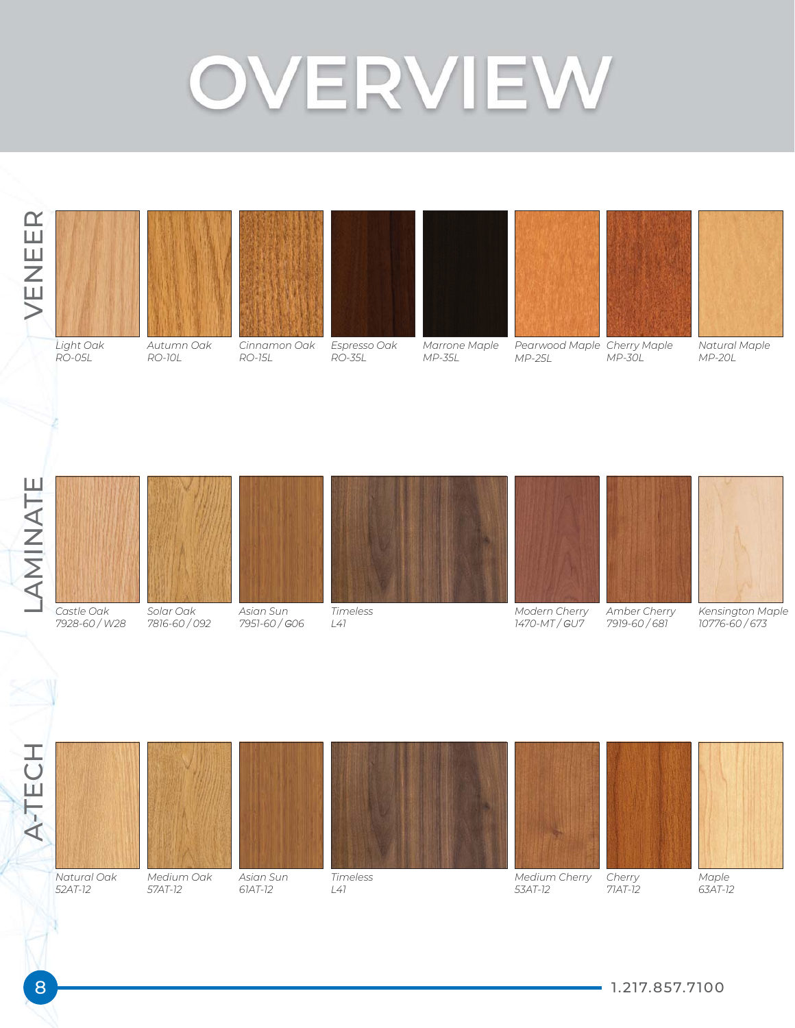# OVERVIEW

## VENEER

| Light Oak | Autumn Oak | Cinnamon Oak | Espresso Oak | Marrone Maple | Pearwood Maple | Cherry Maple | Natural Maple |
|---|---|---|---|---|---|---|---|
| *RO-05L* | *RO-10L* | *RO-15L* | *RO-35L* | *MP-35L* | *MP-25L* | *MP-30L* | *MP-20L* |

## LAMINATE

| Castle Oak | Solar Oak | Asian Sun | Timeless | Modern Cherry | Amber Cherry | Kensington Maple |
|---|---|---|---|---|---|---|
| *7928-60 / W28* | *7816-60 / 092* | *7951-60 / G06* | *L41* | *1470-MT / GU7* | *7919-60 / 681* | *10776-60 / 673* |

## A-TECH

| Natural Oak | Medium Oak | Asian Sun | Timeless | Medium Cherry | Cherry | Maple |
|---|---|---|---|---|---|---|
| *52AT-12* | *57AT-12* | *61AT-12* | *L41* | *53AT-12* | *71AT-12* | *63AT-12* |

1.217.857.7100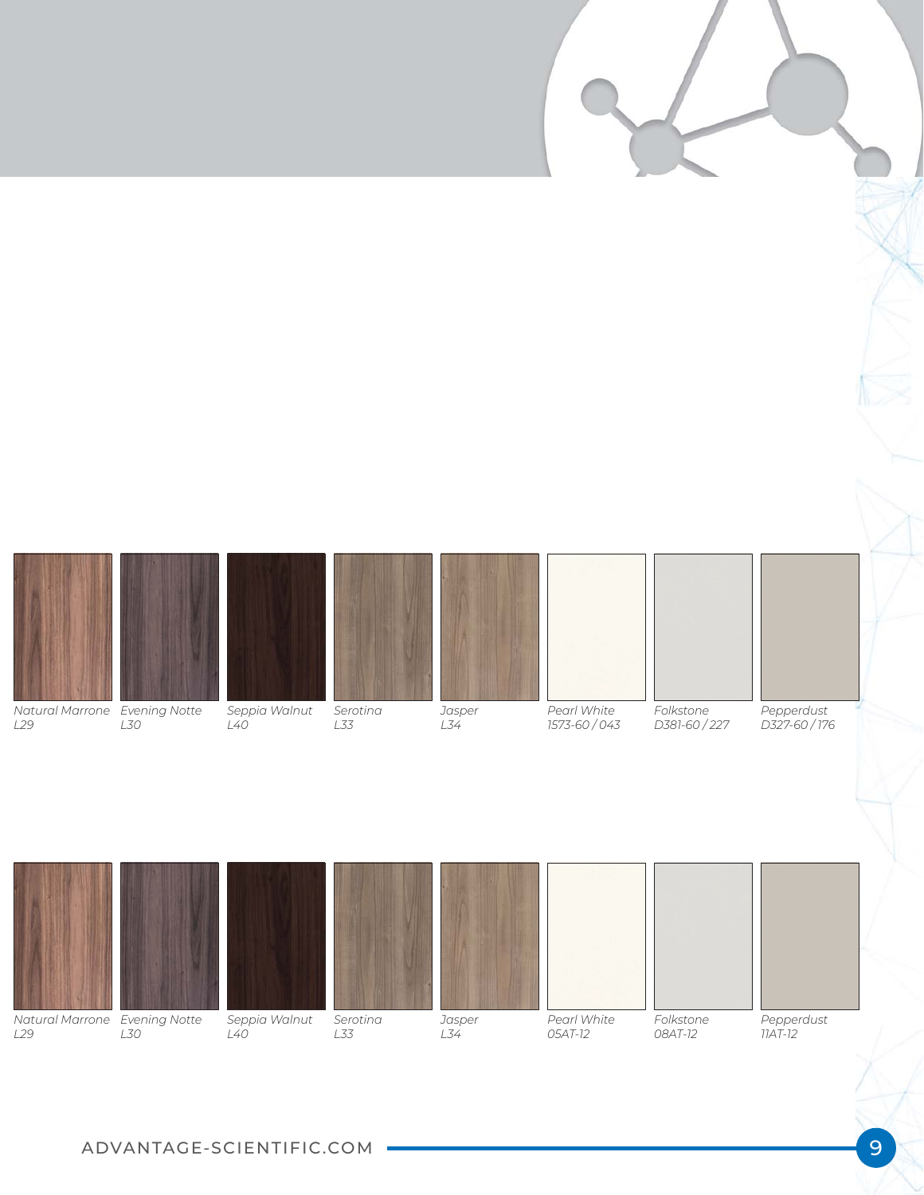| Natural Marrone | Evening Notte | Seppia Walnut | Serotina | Jasper | Pearl White | Folkstone | Pepperdust |
|---|---|---|---|---|---|---|---|
| *L29* | *L30* | *L40* | *L33* | *L34* | *1573-60 / 043* | *D381-60 / 227* | *D327-60 / 176* |

| Natural Marrone | Evening Notte | Seppia Walnut | Serotina | Jasper | Pearl White | Folkstone | Pepperdust |
|---|---|---|---|---|---|---|---|
| *L29* | *L30* | *L40* | *L33* | *L34* | *05AT-12* | *08AT-12* | *11AT-12* |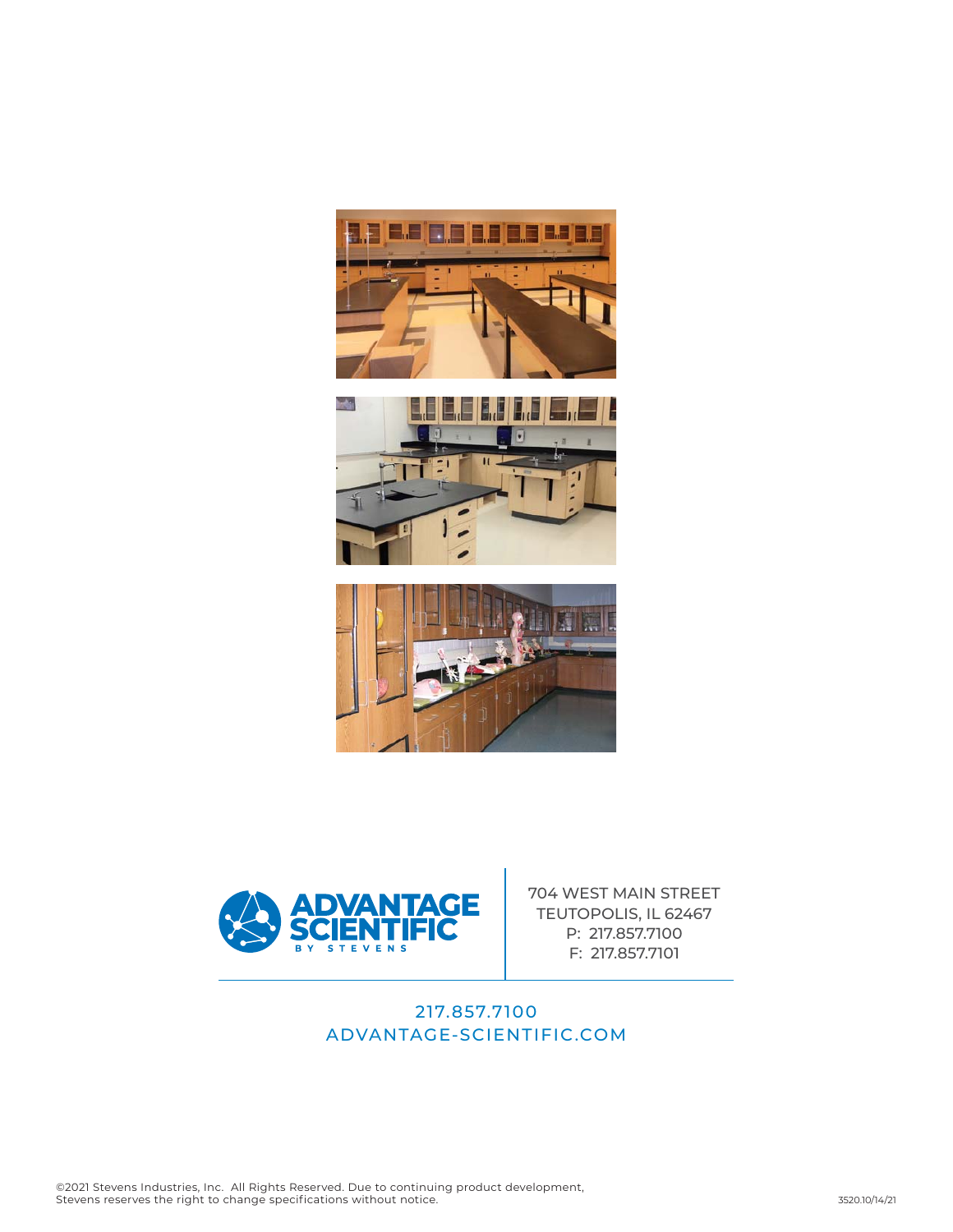ADVANTAGE SCIENTIFIC

BY STEVENS

704 WEST MAIN STREET
TEUTOPOLIS, IL 62467
P: 217.857.7100
F: 217.857.7101

217.857.7100
ADVANTAGE-SCIENTIFIC.COM

©2021 Stevens Industries, Inc. All Rights Reserved. Due to continuing product development, Stevens reserves the right to change specifications without notice.

3520.10/14/21